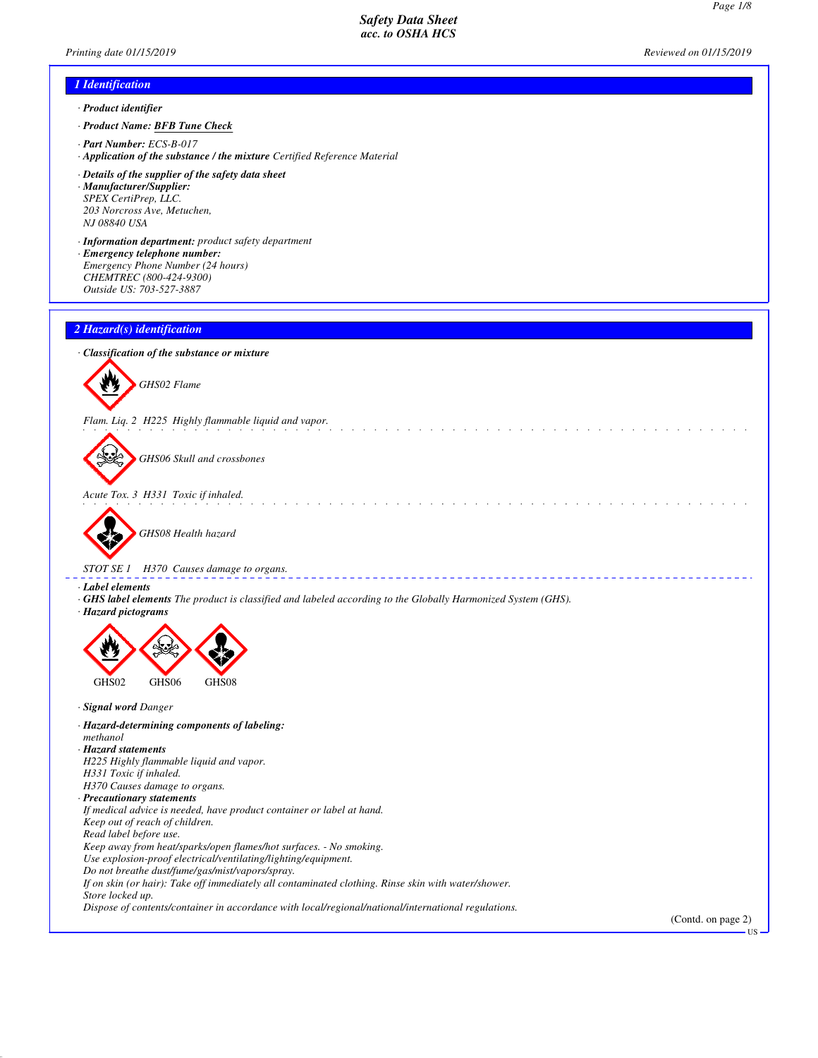# Safety Data Sheet
## acc. to OSHA HCS

Printing date 01/15/2019 Reviewed on 01/15/2019

## 1 Identification

· **Product identifier**

· **Product Name: BFB Tune Check**

· **Part Number:** ECS-B-017

· **Application of the substance / the mixture** Certified Reference Material

· **Details of the supplier of the safety data sheet**

· **Manufacturer/Supplier:**
SPEX CertiPrep, LLC.
203 Norcross Ave, Metuchen,
NJ 08840 USA

· **Information department:** product safety department

· **Emergency telephone number:**
Emergency Phone Number (24 hours)
CHEMTREC (800-424-9300)
Outside US: 703-527-3887

## 2 Hazard(s) identification

· **Classification of the substance or mixture**

GHS02 Flame

Flam. Liq. 2 H225 Highly flammable liquid and vapor.

GHS06 Skull and crossbones

Acute Tox. 3 H331 Toxic if inhaled.

GHS08 Health hazard

STOT SE 1 H370 Causes damage to organs.

· **Label elements**

· **GHS label elements** The product is classified and labeled according to the Globally Harmonized System (GHS).

· **Hazard pictograms**

GHS02 GHS06 GHS08

· **Signal word** Danger

· **Hazard-determining components of labeling:**
methanol

· **Hazard statements**
H225 Highly flammable liquid and vapor.
H331 Toxic if inhaled.
H370 Causes damage to organs.

· **Precautionary statements**
If medical advice is needed, have product container or label at hand.
Keep out of reach of children.
Read label before use.
Keep away from heat/sparks/open flames/hot surfaces. - No smoking.
Use explosion-proof electrical/ventilating/lighting/equipment.
Do not breathe dust/fume/gas/mist/vapors/spray.
If on skin (or hair): Take off immediately all contaminated clothing. Rinse skin with water/shower.
Store locked up.
Dispose of contents/container in accordance with local/regional/national/international regulations.

(Contd. on page 2)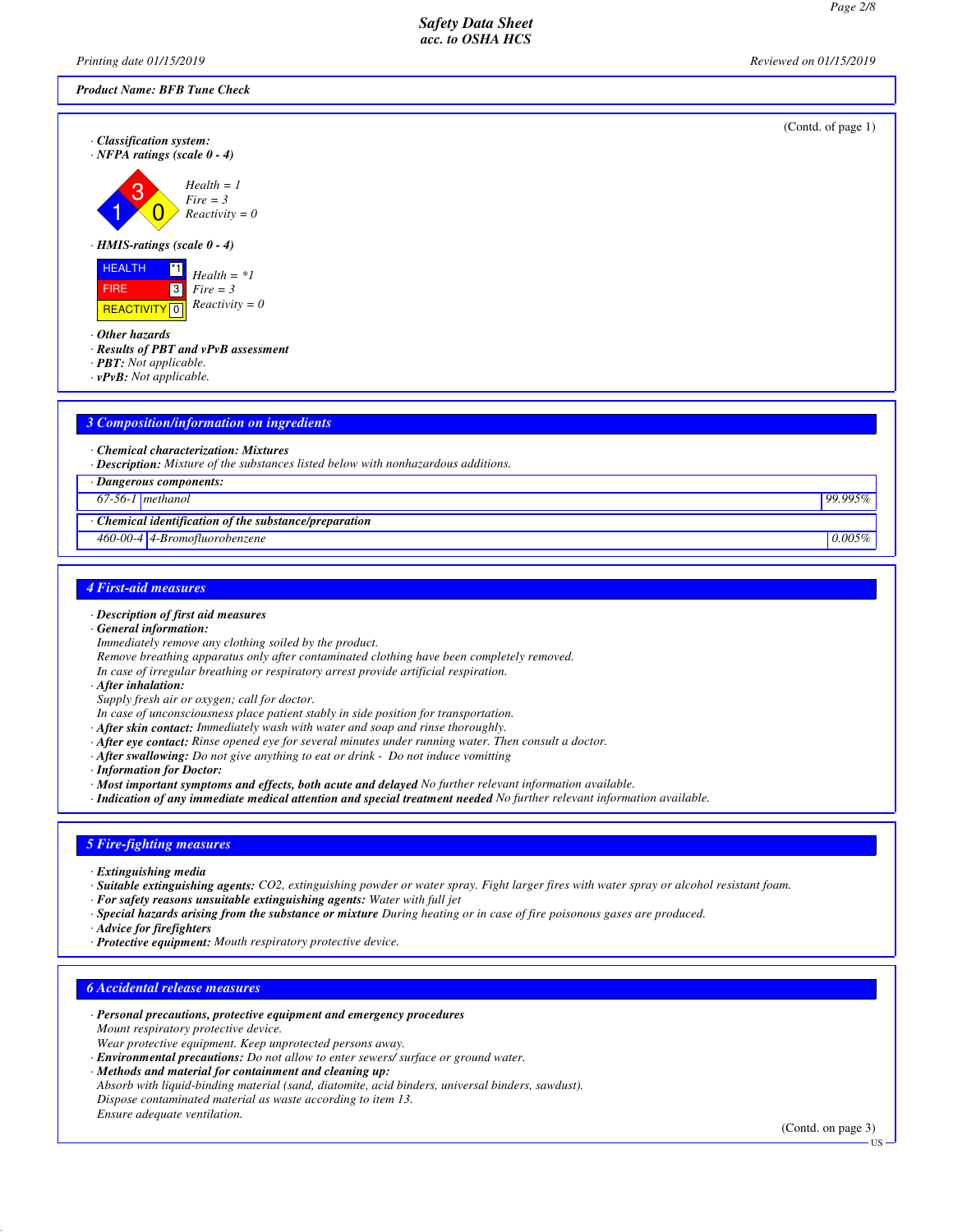**Product Name: BFB Tune Check**

(Contd. of page 1)

· **Classification system:**

· **NFPA ratings (scale 0 - 4)**

Health = 1
Fire = 3
Reactivity = 0

· **HMIS-ratings (scale 0 - 4)**

| | |
|---|---|
| HEALTH | *1 |
| FIRE | 3 |
| REACTIVITY | 0 |

Health = *1
Fire = 3
Reactivity = 0

· **Other hazards**

· **Results of PBT and vPvB assessment**

· **PBT:** Not applicable.

· **vPvB:** Not applicable.

## 3 Composition/information on ingredients

· **Chemical characterization: Mixtures**

· **Description:** Mixture of the substances listed below with nonhazardous additions.

| · Dangerous components: | | |
|---|---|---|
| 67-56-1 | methanol | 99.995% |
| **· Chemical identification of the substance/preparation** | | |
| 460-00-4 | 4-Bromofluorobenzene | 0.005% |

## 4 First-aid measures

· **Description of first aid measures**

· **General information:**
Immediately remove any clothing soiled by the product.
Remove breathing apparatus only after contaminated clothing have been completely removed.
In case of irregular breathing or respiratory arrest provide artificial respiration.

· **After inhalation:**
Supply fresh air or oxygen; call for doctor.
In case of unconsciousness place patient stably in side position for transportation.

· **After skin contact:** Immediately wash with water and soap and rinse thoroughly.

· **After eye contact:** Rinse opened eye for several minutes under running water. Then consult a doctor.

· **After swallowing:** Do not give anything to eat or drink - Do not induce vomitting

· **Information for Doctor:**

· **Most important symptoms and effects, both acute and delayed** No further relevant information available.

· **Indication of any immediate medical attention and special treatment needed** No further relevant information available.

## 5 Fire-fighting measures

· **Extinguishing media**

· **Suitable extinguishing agents:** CO2, extinguishing powder or water spray. Fight larger fires with water spray or alcohol resistant foam.

· **For safety reasons unsuitable extinguishing agents:** Water with full jet

· **Special hazards arising from the substance or mixture** During heating or in case of fire poisonous gases are produced.

· **Advice for firefighters**

· **Protective equipment:** Mouth respiratory protective device.

## 6 Accidental release measures

· **Personal precautions, protective equipment and emergency procedures**
Mount respiratory protective device.
Wear protective equipment. Keep unprotected persons away.

· **Environmental precautions:** Do not allow to enter sewers/ surface or ground water.

· **Methods and material for containment and cleaning up:**
Absorb with liquid-binding material (sand, diatomite, acid binders, universal binders, sawdust).
Dispose contaminated material as waste according to item 13.
Ensure adequate ventilation.

(Contd. on page 3)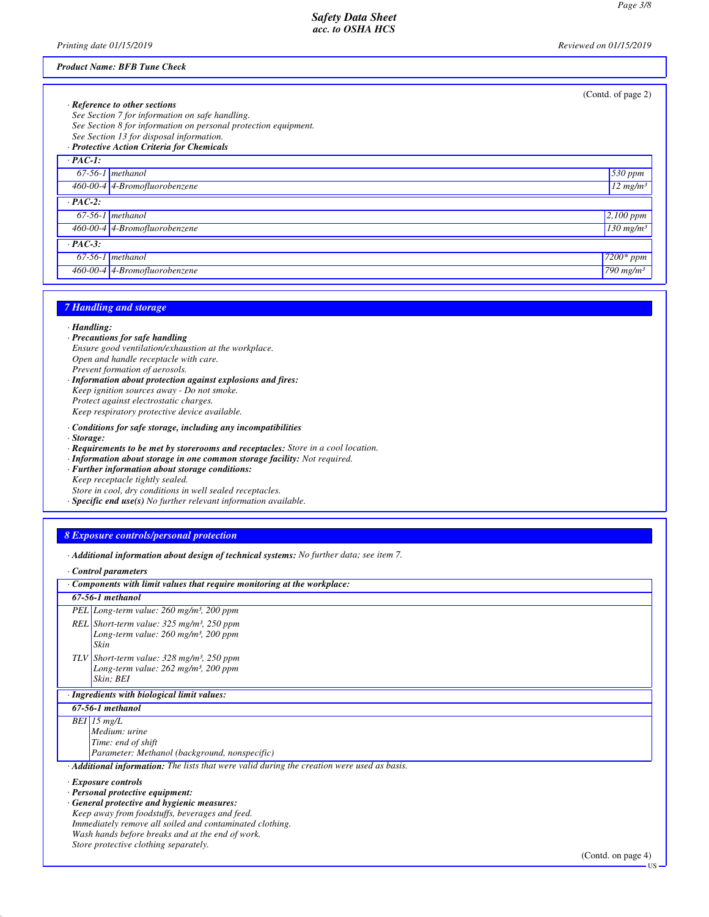*Product Name: BFB Tune Check*

(Contd. of page 2)

· ***Reference to other sections***
*See Section 7 for information on safe handling.*
*See Section 8 for information on personal protection equipment.*
*See Section 13 for disposal information.*

· ***Protective Action Criteria for Chemicals***

| · PAC-1: | | |
|---|---|---|
| 67-56-1 | methanol | 530 ppm |
| 460-00-4 | 4-Bromofluorobenzene | 12 mg/m³ |
| **· PAC-2:** | | |
| 67-56-1 | methanol | 2,100 ppm |
| 460-00-4 | 4-Bromofluorobenzene | 130 mg/m³ |
| **· PAC-3:** | | |
| 67-56-1 | methanol | 7200* ppm |
| 460-00-4 | 4-Bromofluorobenzene | 790 mg/m³ |

## 7 Handling and storage

· ***Handling:***
· ***Precautions for safe handling***
*Ensure good ventilation/exhaustion at the workplace.*
*Open and handle receptacle with care.*
*Prevent formation of aerosols.*
· ***Information about protection against explosions and fires:***
*Keep ignition sources away - Do not smoke.*
*Protect against electrostatic charges.*
*Keep respiratory protective device available.*

· ***Conditions for safe storage, including any incompatibilities***
· ***Storage:***
· ***Requirements to be met by storerooms and receptacles:*** *Store in a cool location.*
· ***Information about storage in one common storage facility:*** *Not required.*
· ***Further information about storage conditions:***
*Keep receptacle tightly sealed.*
*Store in cool, dry conditions in well sealed receptacles.*
· ***Specific end use(s)*** *No further relevant information available.*

## 8 Exposure controls/personal protection

· ***Additional information about design of technical systems:*** *No further data; see item 7.*

· ***Control parameters***

| · Components with limit values that require monitoring at the workplace: | |
|---|---|
| **67-56-1 methanol** | |
| PEL | Long-term value: 260 mg/m³, 200 ppm |
| REL | Short-term value: 325 mg/m³, 250 ppm<br>Long-term value: 260 mg/m³, 200 ppm<br>Skin |
| TLV | Short-term value: 328 mg/m³, 250 ppm<br>Long-term value: 262 mg/m³, 200 ppm<br>Skin; BEI |

| · Ingredients with biological limit values: | |
|---|---|
| **67-56-1 methanol** | |
| BEI | 15 mg/L<br>Medium: urine<br>Time: end of shift<br>Parameter: Methanol (background, nonspecific) |

· ***Additional information:*** *The lists that were valid during the creation were used as basis.*

· ***Exposure controls***
· ***Personal protective equipment:***
· ***General protective and hygienic measures:***
*Keep away from foodstuffs, beverages and feed.*
*Immediately remove all soiled and contaminated clothing.*
*Wash hands before breaks and at the end of work.*
*Store protective clothing separately.*

(Contd. on page 4)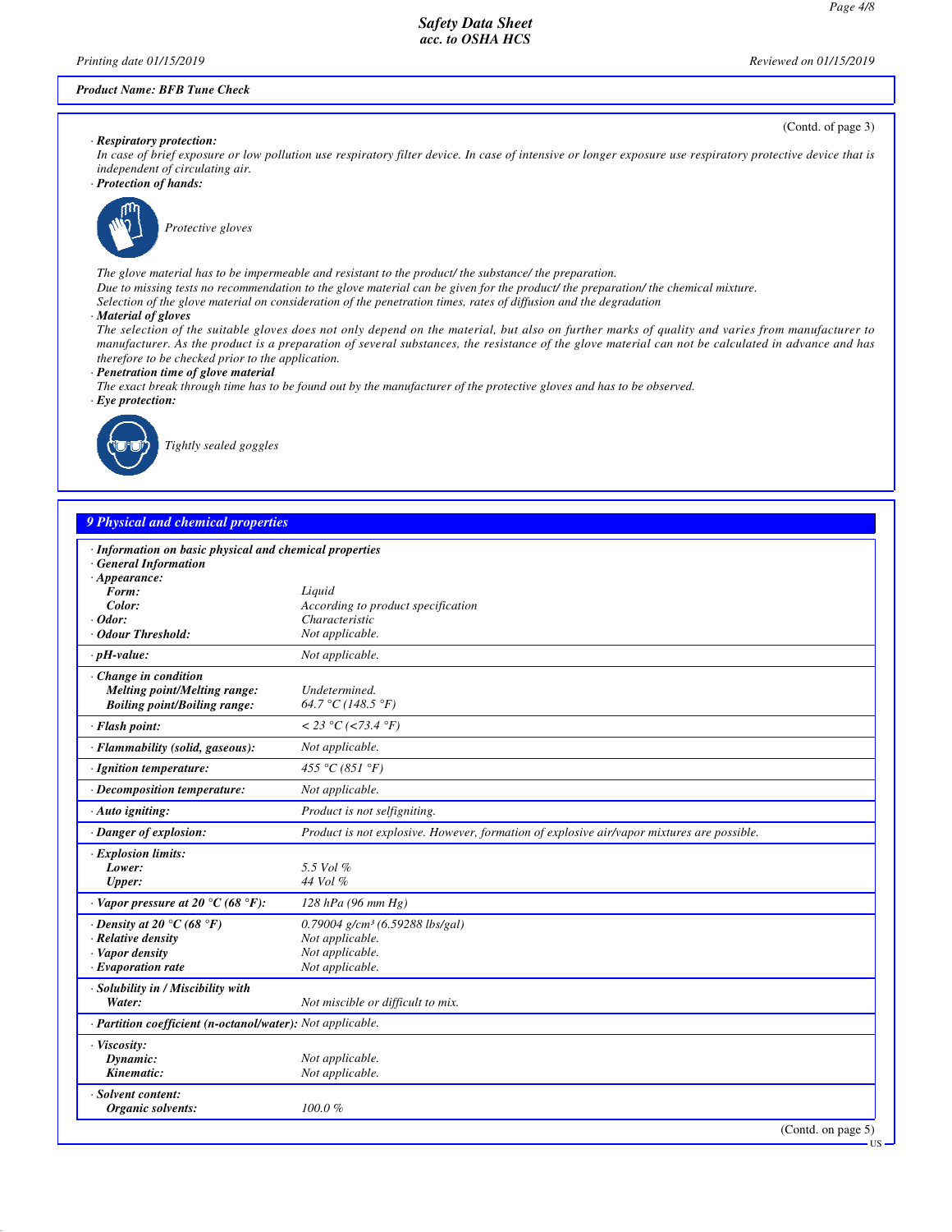*Product Name: BFB Tune Check*

(Contd. of page 3)

· **Respiratory protection:**
*In case of brief exposure or low pollution use respiratory filter device. In case of intensive or longer exposure use respiratory protective device that is independent of circulating air.*

· **Protection of hands:**

*Protective gloves*

*The glove material has to be impermeable and resistant to the product/ the substance/ the preparation.*
*Due to missing tests no recommendation to the glove material can be given for the product/ the preparation/ the chemical mixture.*
*Selection of the glove material on consideration of the penetration times, rates of diffusion and the degradation*

· **Material of gloves**
*The selection of the suitable gloves does not only depend on the material, but also on further marks of quality and varies from manufacturer to manufacturer. As the product is a preparation of several substances, the resistance of the glove material can not be calculated in advance and has therefore to be checked prior to the application.*

· **Penetration time of glove material**
*The exact break through time has to be found out by the manufacturer of the protective gloves and has to be observed.*

· **Eye protection:**

*Tightly sealed goggles*

## 9 Physical and chemical properties

| | |
|---|---|
| · **Information on basic physical and chemical properties** | |
| · **General Information** | |
| · **Appearance:** | |
| **Form:** | Liquid |
| **Color:** | According to product specification |
| · **Odor:** | Characteristic |
| · **Odour Threshold:** | Not applicable. |
| · **pH-value:** | Not applicable. |
| · **Change in condition** | |
| **Melting point/Melting range:** | Undetermined. |
| **Boiling point/Boiling range:** | 64.7 °C (148.5 °F) |
| · **Flash point:** | < 23 °C (<73.4 °F) |
| · **Flammability (solid, gaseous):** | Not applicable. |
| · **Ignition temperature:** | 455 °C (851 °F) |
| · **Decomposition temperature:** | Not applicable. |
| · **Auto igniting:** | Product is not selfigniting. |
| · **Danger of explosion:** | Product is not explosive. However, formation of explosive air/vapor mixtures are possible. |
| · **Explosion limits:** | |
| **Lower:** | 5.5 Vol % |
| **Upper:** | 44 Vol % |
| · **Vapor pressure at 20 °C (68 °F):** | 128 hPa (96 mm Hg) |
| · **Density at 20 °C (68 °F)** | 0.79004 g/cm³ (6.59288 lbs/gal) |
| · **Relative density** | Not applicable. |
| · **Vapor density** | Not applicable. |
| · **Evaporation rate** | Not applicable. |
| · **Solubility in / Miscibility with** | |
| **Water:** | Not miscible or difficult to mix. |
| · **Partition coefficient (n-octanol/water):** | Not applicable. |
| · **Viscosity:** | |
| **Dynamic:** | Not applicable. |
| **Kinematic:** | Not applicable. |
| · **Solvent content:** | |
| **Organic solvents:** | 100.0 % |

(Contd. on page 5)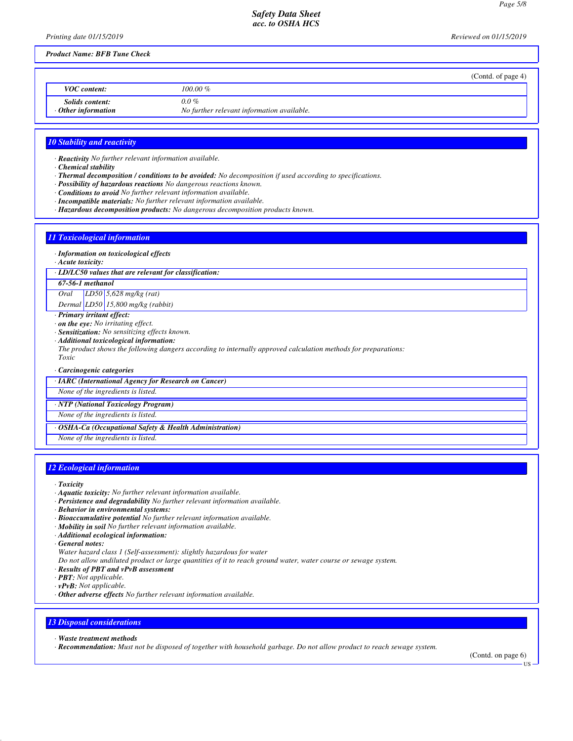*Product Name: BFB Tune Check*

(Contd. of page 4)

| | |
|---|---|
| **VOC content:** | 100.00 % |
| **Solids content:** | 0.0 % |
| **· Other information** | No further relevant information available. |

## 10 Stability and reactivity

· **Reactivity** No further relevant information available.
· **Chemical stability**
· **Thermal decomposition / conditions to be avoided:** No decomposition if used according to specifications.
· **Possibility of hazardous reactions** No dangerous reactions known.
· **Conditions to avoid** No further relevant information available.
· **Incompatible materials:** No further relevant information available.
· **Hazardous decomposition products:** No dangerous decomposition products known.

## 11 Toxicological information

· **Information on toxicological effects**
· **Acute toxicity:**

| · LD/LC50 values that are relevant for classification: | | |
|---|---|---|
| **67-56-1 methanol** | | |
| Oral | LD50 | 5,628 mg/kg (rat) |
| Dermal | LD50 | 15,800 mg/kg (rabbit) |

· **Primary irritant effect:**
· **on the eye:** No irritating effect.
· **Sensitization:** No sensitizing effects known.
· **Additional toxicological information:**
The product shows the following dangers according to internally approved calculation methods for preparations:
Toxic

· **Carcinogenic categories**

| · IARC (International Agency for Research on Cancer) |
|---|
| None of the ingredients is listed. |

| · NTP (National Toxicology Program) |
|---|
| None of the ingredients is listed. |

| · OSHA-Ca (Occupational Safety & Health Administration) |
|---|
| None of the ingredients is listed. |

## 12 Ecological information

· **Toxicity**
· **Aquatic toxicity:** No further relevant information available.
· **Persistence and degradability** No further relevant information available.
· **Behavior in environmental systems:**
· **Bioaccumulative potential** No further relevant information available.
· **Mobility in soil** No further relevant information available.
· **Additional ecological information:**
· **General notes:**
Water hazard class 1 (Self-assessment): slightly hazardous for water
Do not allow undiluted product or large quantities of it to reach ground water, water course or sewage system.
· **Results of PBT and vPvB assessment**
· **PBT:** Not applicable.
· **vPvB:** Not applicable.
· **Other adverse effects** No further relevant information available.

## 13 Disposal considerations

· **Waste treatment methods**
· **Recommendation:** Must not be disposed of together with household garbage. Do not allow product to reach sewage system.

(Contd. on page 6)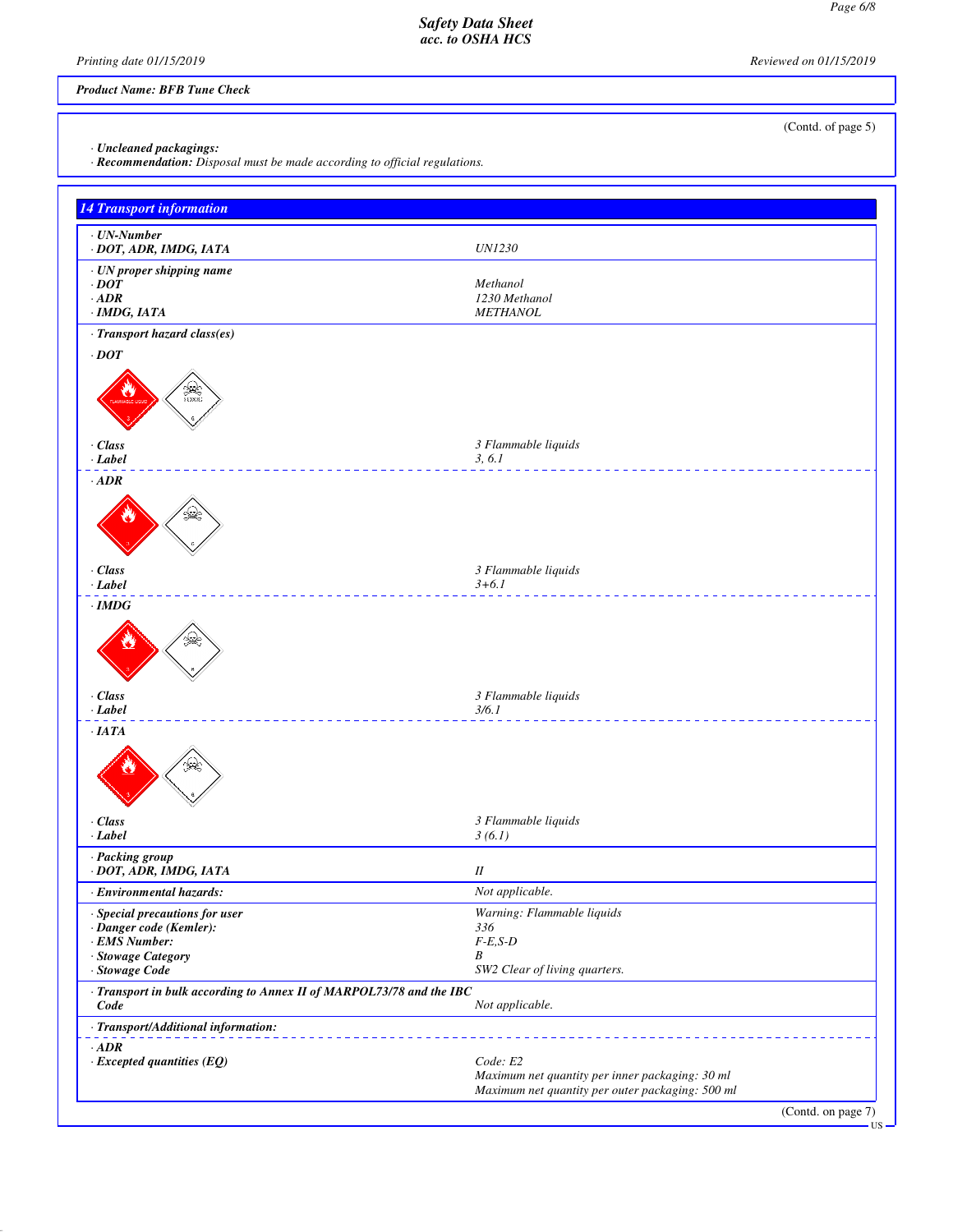Product Name: BFB Tune Check

(Contd. of page 5)

· **Uncleaned packagings:**
· **Recommendation:** Disposal must be made according to official regulations.

## 14 Transport information

| | |
|---|---|
| · **UN-Number** | |
| · **DOT, ADR, IMDG, IATA** | UN1230 |
| · **UN proper shipping name** | |
| · **DOT** | Methanol |
| · **ADR** | 1230 Methanol |
| · **IMDG, IATA** | METHANOL |
| · **Transport hazard class(es)** | |
| · **DOT** | |
| · **Class** | 3 Flammable liquids |
| · **Label** | 3, 6.1 |
| · **ADR** | |
| · **Class** | 3 Flammable liquids |
| · **Label** | 3+6.1 |
| · **IMDG** | |
| · **Class** | 3 Flammable liquids |
| · **Label** | 3/6.1 |
| · **IATA** | |
| · **Class** | 3 Flammable liquids |
| · **Label** | 3 (6.1) |
| · **Packing group** | |
| · **DOT, ADR, IMDG, IATA** | II |
| · **Environmental hazards:** | Not applicable. |
| · **Special precautions for user** | Warning: Flammable liquids |
| · **Danger code (Kemler):** | 336 |
| · **EMS Number:** | F-E,S-D |
| · **Stowage Category** | B |
| · **Stowage Code** | SW2 Clear of living quarters. |
| · **Transport in bulk according to Annex II of MARPOL73/78 and the IBC Code** | Not applicable. |
| · **Transport/Additional information:** | |
| · **ADR** | |
| · **Excepted quantities (EQ)** | Code: E2<br>Maximum net quantity per inner packaging: 30 ml<br>Maximum net quantity per outer packaging: 500 ml |

(Contd. on page 7)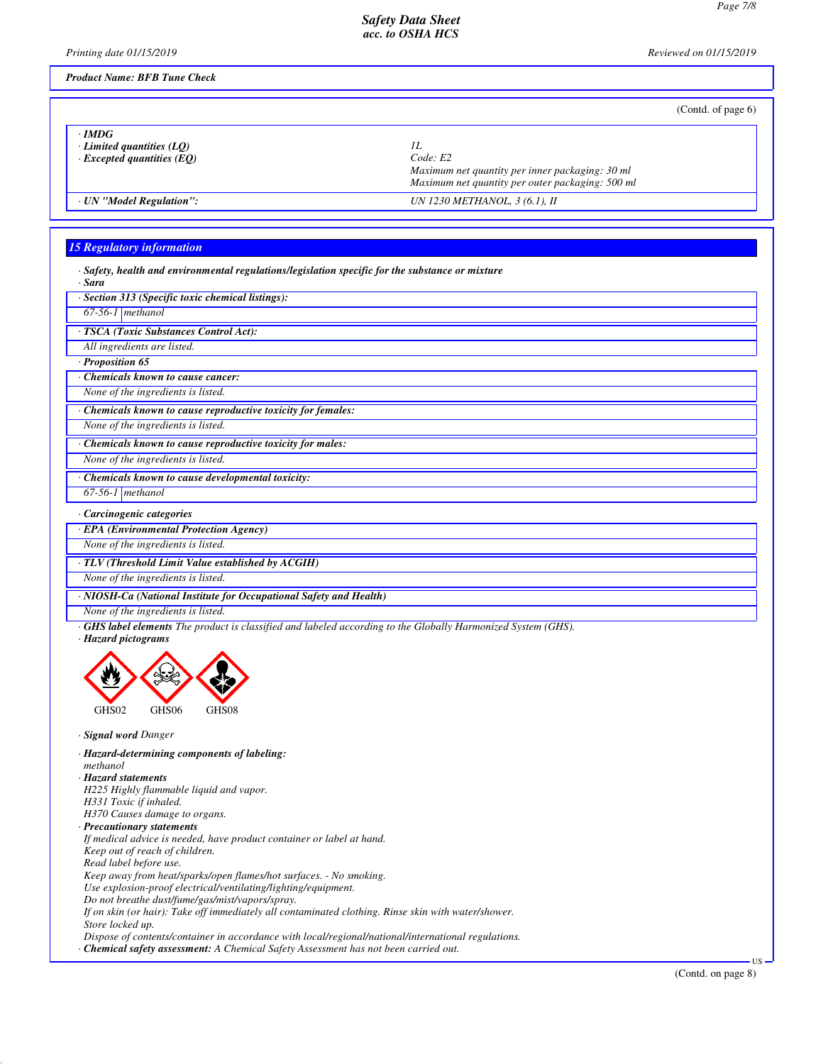*Product Name: BFB Tune Check*

(Contd. of page 6)

| · **IMDG** | |
|---|---|
| · **Limited quantities (LQ)** | 1L |
| · **Excepted quantities (EQ)** | Code: E2<br>Maximum net quantity per inner packaging: 30 ml<br>Maximum net quantity per outer packaging: 500 ml |
| · **UN "Model Regulation":** | UN 1230 METHANOL, 3 (6.1), II |

## 15 Regulatory information

· ***Safety, health and environmental regulations/legislation specific for the substance or mixture***

· ***Sara***

· ***Section 313 (Specific toxic chemical listings):***

| 67-56-1 | methanol |
|---|---|

· ***TSCA (Toxic Substances Control Act):***

All ingredients are listed.

· ***Proposition 65***

· ***Chemicals known to cause cancer:***

None of the ingredients is listed.

· ***Chemicals known to cause reproductive toxicity for females:***

None of the ingredients is listed.

· ***Chemicals known to cause reproductive toxicity for males:***

None of the ingredients is listed.

· ***Chemicals known to cause developmental toxicity:***

| 67-56-1 | methanol |
|---|---|

· ***Carcinogenic categories***

· ***EPA (Environmental Protection Agency)***

None of the ingredients is listed.

· ***TLV (Threshold Limit Value established by ACGIH)***

None of the ingredients is listed.

· ***NIOSH-Ca (National Institute for Occupational Safety and Health)***

None of the ingredients is listed.

· ***GHS label elements*** *The product is classified and labeled according to the Globally Harmonized System (GHS).*

· ***Hazard pictograms***

GHS02 GHS06 GHS08

· ***Signal word*** *Danger*

· ***Hazard-determining components of labeling:***

methanol

· ***Hazard statements***

H225 Highly flammable liquid and vapor.
H331 Toxic if inhaled.
H370 Causes damage to organs.

· ***Precautionary statements***

If medical advice is needed, have product container or label at hand.
Keep out of reach of children.
Read label before use.
Keep away from heat/sparks/open flames/hot surfaces. - No smoking.
Use explosion-proof electrical/ventilating/lighting/equipment.
Do not breathe dust/fume/gas/mist/vapors/spray.
If on skin (or hair): Take off immediately all contaminated clothing. Rinse skin with water/shower.
Store locked up.
Dispose of contents/container in accordance with local/regional/national/international regulations.

· ***Chemical safety assessment:*** *A Chemical Safety Assessment has not been carried out.*

(Contd. on page 8)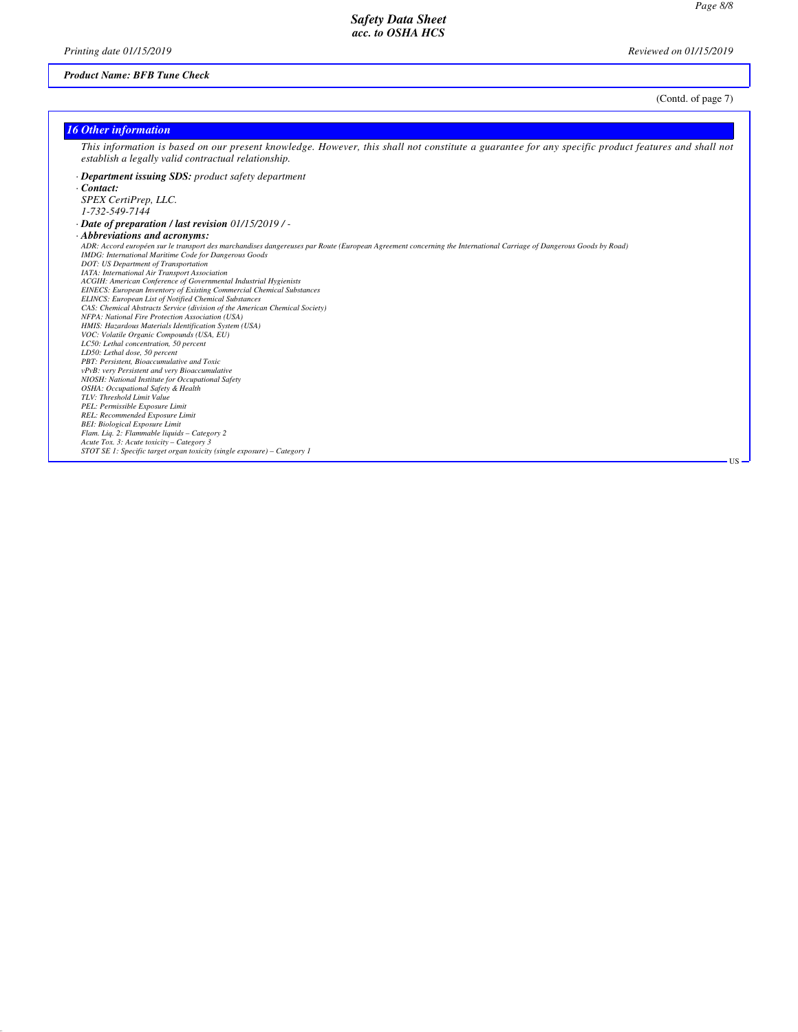*Product Name: BFB Tune Check*

(Contd. of page 7)

## 16 Other information

*This information is based on our present knowledge. However, this shall not constitute a guarantee for any specific product features and shall not establish a legally valid contractual relationship.*

· ***Department issuing SDS:*** *product safety department*

· ***Contact:***
*SPEX CertiPrep, LLC.*
*1-732-549-7144*

· ***Date of preparation / last revision*** *01/15/2019 / -*

· ***Abbreviations and acronyms:***
*ADR: Accord européen sur le transport des marchandises dangereuses par Route (European Agreement concerning the International Carriage of Dangerous Goods by Road)*
*IMDG: International Maritime Code for Dangerous Goods*
*DOT: US Department of Transportation*
*IATA: International Air Transport Association*
*ACGIH: American Conference of Governmental Industrial Hygienists*
*EINECS: European Inventory of Existing Commercial Chemical Substances*
*ELINCS: European List of Notified Chemical Substances*
*CAS: Chemical Abstracts Service (division of the American Chemical Society)*
*NFPA: National Fire Protection Association (USA)*
*HMIS: Hazardous Materials Identification System (USA)*
*VOC: Volatile Organic Compounds (USA, EU)*
*LC50: Lethal concentration, 50 percent*
*LD50: Lethal dose, 50 percent*
*PBT: Persistent, Bioaccumulative and Toxic*
*vPvB: very Persistent and very Bioaccumulative*
*NIOSH: National Institute for Occupational Safety*
*OSHA: Occupational Safety & Health*
*TLV: Threshold Limit Value*
*PEL: Permissible Exposure Limit*
*REL: Recommended Exposure Limit*
*BEI: Biological Exposure Limit*
*Flam. Liq. 2: Flammable liquids – Category 2*
*Acute Tox. 3: Acute toxicity – Category 3*
*STOT SE 1: Specific target organ toxicity (single exposure) – Category 1*

US